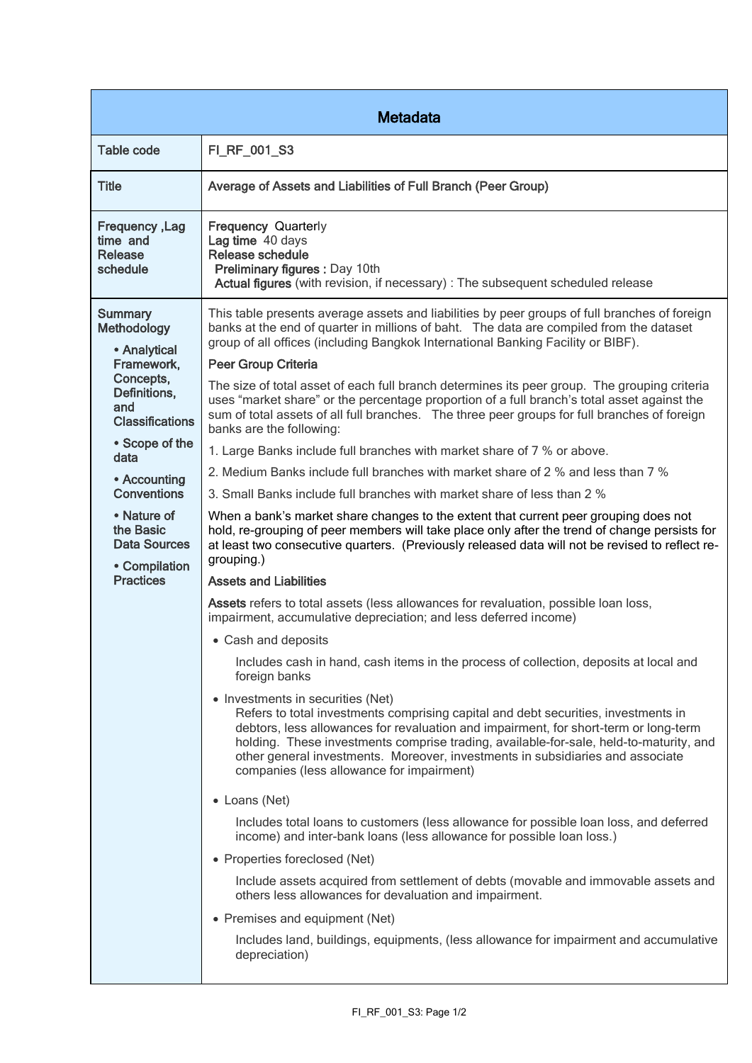| Metadata | |
|---|---|
| Table code | FI_RF_001_S3 |
| Title | Average of Assets and Liabilities of Full Branch (Peer Group) |
| Frequency ,Lag time and Release schedule | **Frequency** Quarterly<br>**Lag time** 40 days<br>**Release schedule**<br>**Preliminary figures :** Day 10th<br>**Actual figures** (with revision, if necessary) : The subsequent scheduled release |
| Summary Methodology<br>• Analytical Framework, Concepts, Definitions, and Classifications<br>• Scope of the data<br>• Accounting Conventions<br>• Nature of the Basic Data Sources<br>• Compilation Practices | This table presents average assets and liabilities by peer groups of full branches of foreign banks at the end of quarter in millions of baht. The data are compiled from the dataset group of all offices (including Bangkok International Banking Facility or BIBF).<br><br>**Peer Group Criteria**<br><br>The size of total asset of each full branch determines its peer group. The grouping criteria uses "market share" or the percentage proportion of a full branch's total asset against the sum of total assets of all full branches. The three peer groups for full branches of foreign banks are the following:<br><br>1. Large Banks include full branches with market share of 7 % or above.<br><br>2. Medium Banks include full branches with market share of 2 % and less than 7 %<br><br>3. Small Banks include full branches with market share of less than 2 %<br><br>When a bank's market share changes to the extent that current peer grouping does not hold, re-grouping of peer members will take place only after the trend of change persists for at least two consecutive quarters. (Previously released data will not be revised to reflect re-grouping.)<br><br>**Assets and Liabilities**<br><br>**Assets** refers to total assets (less allowances for revaluation, possible loan loss, impairment, accumulative depreciation; and less deferred income)<br><br>• Cash and deposits<br>Includes cash in hand, cash items in the process of collection, deposits at local and foreign banks<br><br>• Investments in securities (Net)<br>Refers to total investments comprising capital and debt securities, investments in debtors, less allowances for revaluation and impairment, for short-term or long-term holding. These investments comprise trading, available-for-sale, held-to-maturity, and other general investments. Moreover, investments in subsidiaries and associate companies (less allowance for impairment)<br><br>• Loans (Net)<br>Includes total loans to customers (less allowance for possible loan loss, and deferred income) and inter-bank loans (less allowance for possible loan loss.)<br><br>• Properties foreclosed (Net)<br>Include assets acquired from settlement of debts (movable and immovable assets and others less allowances for devaluation and impairment.<br><br>• Premises and equipment (Net)<br>Includes land, buildings, equipments, (less allowance for impairment and accumulative depreciation) |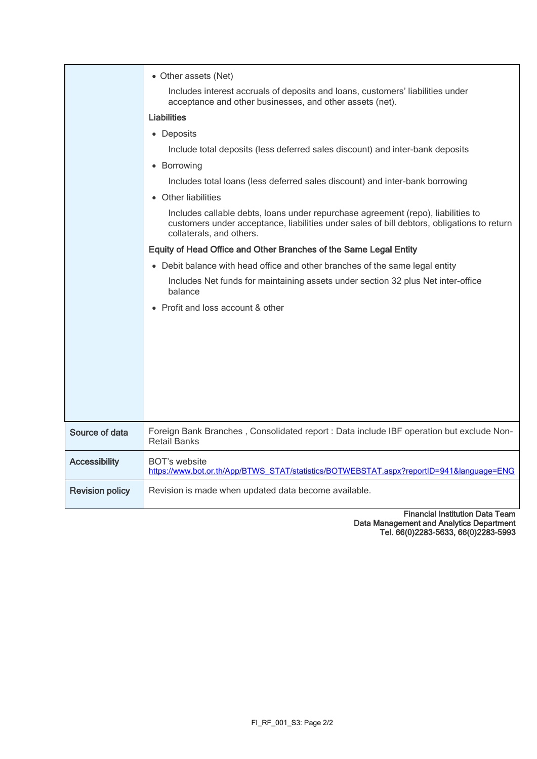| | |
|---|---|
| | • Other assets (Net)<br><br>Includes interest accruals of deposits and loans, customers' liabilities under acceptance and other businesses, and other assets (net).<br><br>**Liabilities**<br><br>• Deposits<br><br>Include total deposits (less deferred sales discount) and inter-bank deposits<br><br>• Borrowing<br><br>Includes total loans (less deferred sales discount) and inter-bank borrowing<br><br>• Other liabilities<br><br>Includes callable debts, loans under repurchase agreement (repo), liabilities to customers under acceptance, liabilities under sales of bill debtors, obligations to return collaterals, and others.<br><br>**Equity of Head Office and Other Branches of the Same Legal Entity**<br><br>• Debit balance with head office and other branches of the same legal entity<br><br>Includes Net funds for maintaining assets under section 32 plus Net inter-office balance<br><br>• Profit and loss account & other |
| **Source of data** | Foreign Bank Branches , Consolidated report : Data include IBF operation but exclude Non-Retail Banks |
| **Accessibility** | BOT's website<br>https://www.bot.or.th/App/BTWS_STAT/statistics/BOTWEBSTAT.aspx?reportID=941&language=ENG |
| **Revision policy** | Revision is made when updated data become available. |

**Financial Institution Data Team**
**Data Management and Analytics Department**
**Tel. 66(0)2283-5633, 66(0)2283-5993**